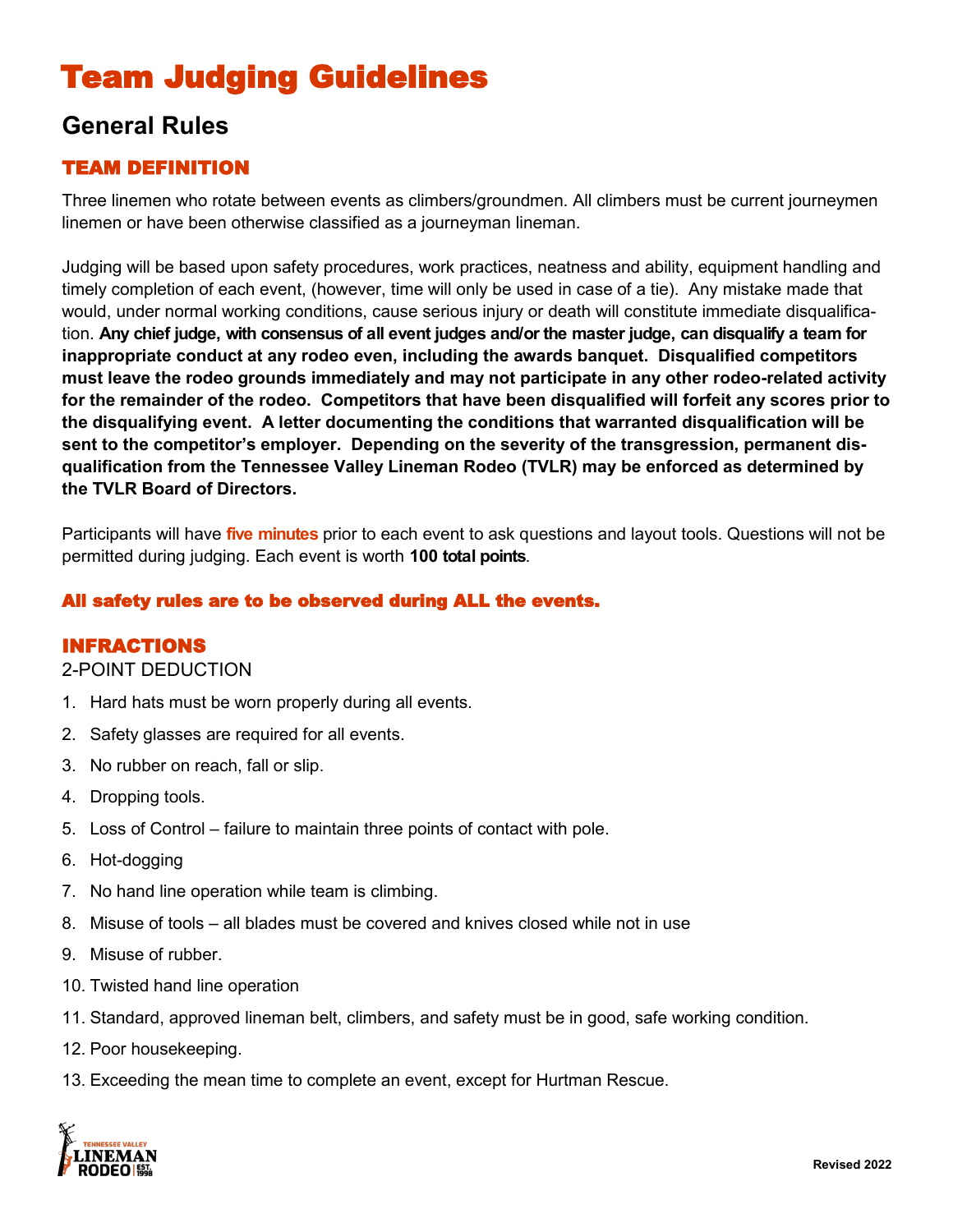# Team Judging Guidelines

## General Rules

### TEAM DEFINITION

Three linemen who rotate between events as climbers/groundmen. All climbers must be current journeymen linemen or have been otherwise classified as a journeyman lineman.

Judging will be based upon safety procedures, work practices, neatness and ability, equipment handling and timely completion of each event, (however, time will only be used in case of a tie). Any mistake made that would, under normal working conditions, cause serious injury or death will constitute immediate disqualification. **Any chief judge, with consensus of all event judges and/or the master judge, can disqualify a team for inappropriate conduct at any rodeo even, including the awards banquet. Disqualified competitors must leave the rodeo grounds immediately and may not participate in any other rodeo-related activity for the remainder of the rodeo. Competitors that have been disqualified will forfeit any scores prior to the disqualifying event. A letter documenting the conditions that warranted disqualification will be sent to the competitor's employer. Depending on the severity of the transgression, permanent disqualification from the Tennessee Valley Lineman Rodeo (TVLR) may be enforced as determined by the TVLR Board of Directors.**

Participants will have **five minutes** prior to each event to ask questions and layout tools. Questions will not be permitted during judging. Each event is worth **100 total points**.

**All safety rules are to be observed during ALL the events.**

### INFRACTIONS

2-POINT DEDUCTION

1. Hard hats must be worn properly during all events.
2. Safety glasses are required for all events.
3. No rubber on reach, fall or slip.
4. Dropping tools.
5. Loss of Control – failure to maintain three points of contact with pole.
6. Hot-dogging
7. No hand line operation while team is climbing.
8. Misuse of tools – all blades must be covered and knives closed while not in use
9. Misuse of rubber.
10. Twisted hand line operation
11. Standard, approved lineman belt, climbers, and safety must be in good, safe working condition.
12. Poor housekeeping.
13. Exceeding the mean time to complete an event, except for Hurtman Rescue.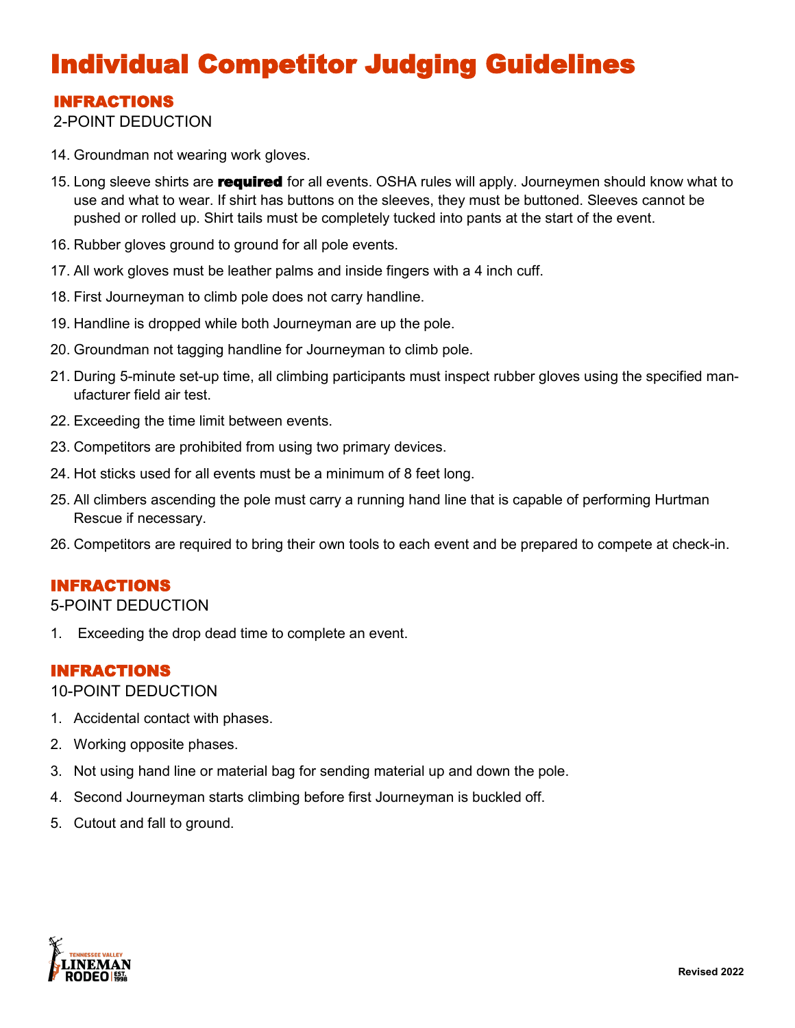# Individual Competitor Judging Guidelines

## INFRACTIONS

2-POINT DEDUCTION

14. Groundman not wearing work gloves.
15. Long sleeve shirts are **required** for all events. OSHA rules will apply. Journeymen should know what to use and what to wear. If shirt has buttons on the sleeves, they must be buttoned. Sleeves cannot be pushed or rolled up. Shirt tails must be completely tucked into pants at the start of the event.
16. Rubber gloves ground to ground for all pole events.
17. All work gloves must be leather palms and inside fingers with a 4 inch cuff.
18. First Journeyman to climb pole does not carry handline.
19. Handline is dropped while both Journeyman are up the pole.
20. Groundman not tagging handline for Journeyman to climb pole.
21. During 5-minute set-up time, all climbing participants must inspect rubber gloves using the specified manufacturer field air test.
22. Exceeding the time limit between events.
23. Competitors are prohibited from using two primary devices.
24. Hot sticks used for all events must be a minimum of 8 feet long.
25. All climbers ascending the pole must carry a running hand line that is capable of performing Hurtman Rescue if necessary.
26. Competitors are required to bring their own tools to each event and be prepared to compete at check-in.

## INFRACTIONS

5-POINT DEDUCTION

1. Exceeding the drop dead time to complete an event.

## INFRACTIONS

10-POINT DEDUCTION

1. Accidental contact with phases.
2. Working opposite phases.
3. Not using hand line or material bag for sending material up and down the pole.
4. Second Journeyman starts climbing before first Journeyman is buckled off.
5. Cutout and fall to ground.

Revised 2022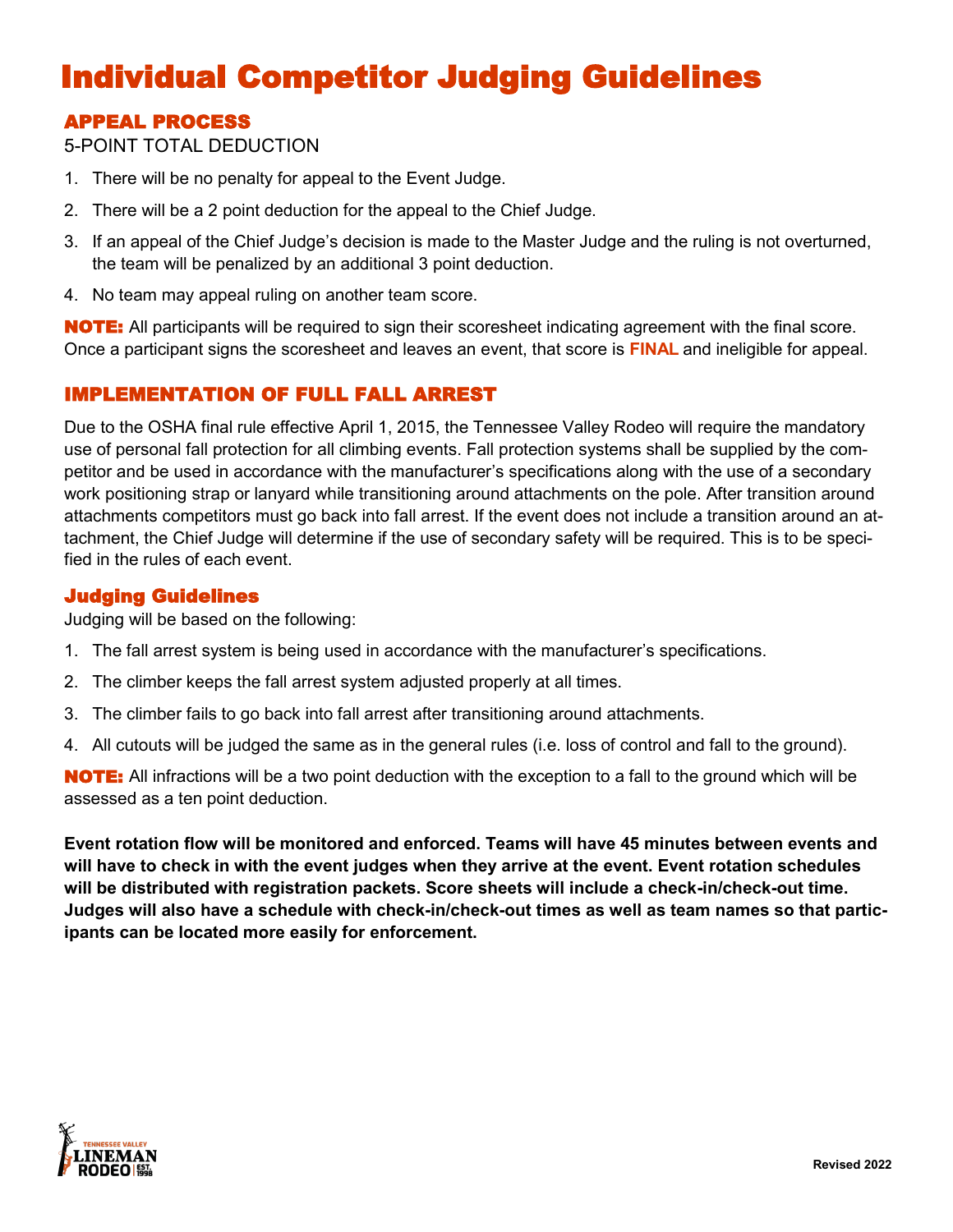# Individual Competitor Judging Guidelines

## APPEAL PROCESS

5-POINT TOTAL DEDUCTION

1. There will be no penalty for appeal to the Event Judge.
2. There will be a 2 point deduction for the appeal to the Chief Judge.
3. If an appeal of the Chief Judge's decision is made to the Master Judge and the ruling is not overturned, the team will be penalized by an additional 3 point deduction.
4. No team may appeal ruling on another team score.

**NOTE:** All participants will be required to sign their scoresheet indicating agreement with the final score. Once a participant signs the scoresheet and leaves an event, that score is **FINAL** and ineligible for appeal.

## IMPLEMENTATION OF FULL FALL ARREST

Due to the OSHA final rule effective April 1, 2015, the Tennessee Valley Rodeo will require the mandatory use of personal fall protection for all climbing events. Fall protection systems shall be supplied by the competitor and be used in accordance with the manufacturer's specifications along with the use of a secondary work positioning strap or lanyard while transitioning around attachments on the pole. After transition around attachments competitors must go back into fall arrest. If the event does not include a transition around an attachment, the Chief Judge will determine if the use of secondary safety will be required. This is to be specified in the rules of each event.

### Judging Guidelines

Judging will be based on the following:

1. The fall arrest system is being used in accordance with the manufacturer's specifications.
2. The climber keeps the fall arrest system adjusted properly at all times.
3. The climber fails to go back into fall arrest after transitioning around attachments.
4. All cutouts will be judged the same as in the general rules (i.e. loss of control and fall to the ground).

**NOTE:** All infractions will be a two point deduction with the exception to a fall to the ground which will be assessed as a ten point deduction.

**Event rotation flow will be monitored and enforced. Teams will have 45 minutes between events and will have to check in with the event judges when they arrive at the event. Event rotation schedules will be distributed with registration packets. Score sheets will include a check-in/check-out time. Judges will also have a schedule with check-in/check-out times as well as team names so that participants can be located more easily for enforcement.**

TENNESSEE VALLEY LINEMAN RODEO EST. 1998

Revised 2022